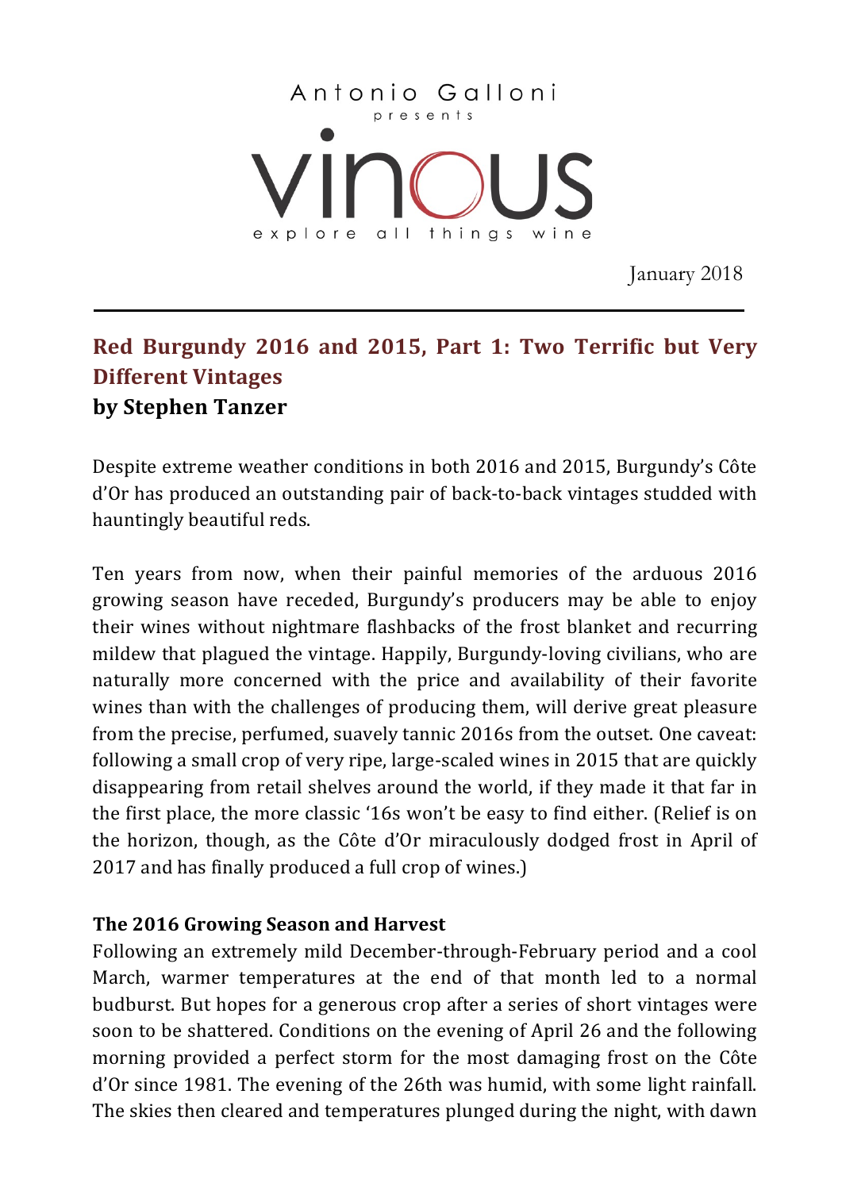Antonio Galloni presents

vinous

explore all things wine

January 2018

## Red Burgundy 2016 and 2015, Part 1: Two Terrific but Very Different Vintages

**by Stephen Tanzer**

Despite extreme weather conditions in both 2016 and 2015, Burgundy's Côte d'Or has produced an outstanding pair of back-to-back vintages studded with hauntingly beautiful reds.

Ten years from now, when their painful memories of the arduous 2016 growing season have receded, Burgundy's producers may be able to enjoy their wines without nightmare flashbacks of the frost blanket and recurring mildew that plagued the vintage. Happily, Burgundy-loving civilians, who are naturally more concerned with the price and availability of their favorite wines than with the challenges of producing them, will derive great pleasure from the precise, perfumed, suavely tannic 2016s from the outset. One caveat: following a small crop of very ripe, large-scaled wines in 2015 that are quickly disappearing from retail shelves around the world, if they made it that far in the first place, the more classic '16s won't be easy to find either. (Relief is on the horizon, though, as the Côte d'Or miraculously dodged frost in April of 2017 and has finally produced a full crop of wines.)

**The 2016 Growing Season and Harvest**

Following an extremely mild December-through-February period and a cool March, warmer temperatures at the end of that month led to a normal budburst. But hopes for a generous crop after a series of short vintages were soon to be shattered. Conditions on the evening of April 26 and the following morning provided a perfect storm for the most damaging frost on the Côte d'Or since 1981. The evening of the 26th was humid, with some light rainfall. The skies then cleared and temperatures plunged during the night, with dawn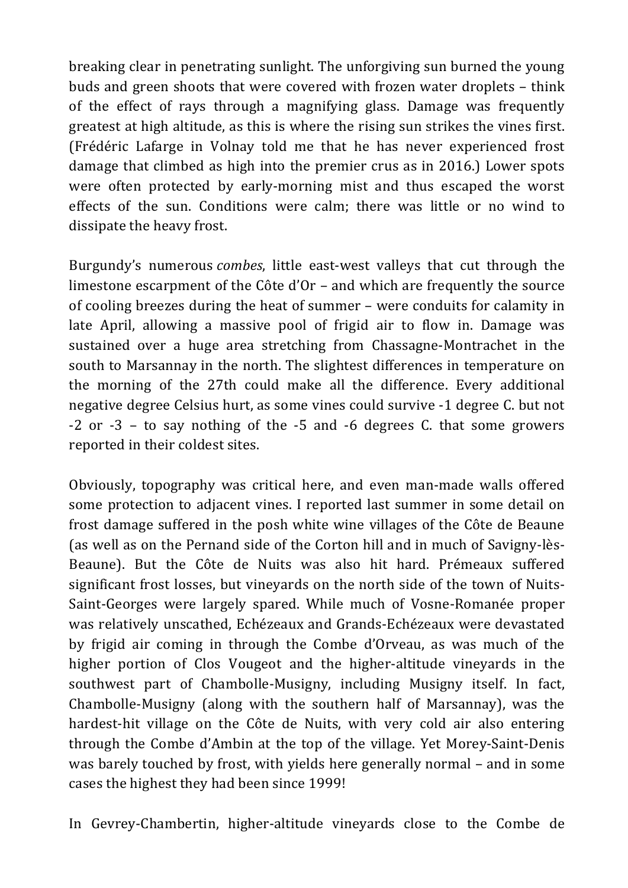breaking clear in penetrating sunlight. The unforgiving sun burned the young buds and green shoots that were covered with frozen water droplets – think of the effect of rays through a magnifying glass. Damage was frequently greatest at high altitude, as this is where the rising sun strikes the vines first. (Frédéric Lafarge in Volnay told me that he has never experienced frost damage that climbed as high into the premier crus as in 2016.) Lower spots were often protected by early-morning mist and thus escaped the worst effects of the sun. Conditions were calm; there was little or no wind to dissipate the heavy frost.

Burgundy's numerous *combes*, little east-west valleys that cut through the limestone escarpment of the Côte d'Or – and which are frequently the source of cooling breezes during the heat of summer – were conduits for calamity in late April, allowing a massive pool of frigid air to flow in. Damage was sustained over a huge area stretching from Chassagne-Montrachet in the south to Marsannay in the north. The slightest differences in temperature on the morning of the 27th could make all the difference. Every additional negative degree Celsius hurt, as some vines could survive -1 degree C. but not -2 or -3 – to say nothing of the -5 and -6 degrees C. that some growers reported in their coldest sites.

Obviously, topography was critical here, and even man-made walls offered some protection to adjacent vines. I reported last summer in some detail on frost damage suffered in the posh white wine villages of the Côte de Beaune (as well as on the Pernand side of the Corton hill and in much of Savigny-lès-Beaune). But the Côte de Nuits was also hit hard. Prémeaux suffered significant frost losses, but vineyards on the north side of the town of Nuits-Saint-Georges were largely spared. While much of Vosne-Romanée proper was relatively unscathed, Echézeaux and Grands-Echézeaux were devastated by frigid air coming in through the Combe d'Orveau, as was much of the higher portion of Clos Vougeot and the higher-altitude vineyards in the southwest part of Chambolle-Musigny, including Musigny itself. In fact, Chambolle-Musigny (along with the southern half of Marsannay), was the hardest-hit village on the Côte de Nuits, with very cold air also entering through the Combe d'Ambin at the top of the village. Yet Morey-Saint-Denis was barely touched by frost, with yields here generally normal – and in some cases the highest they had been since 1999!

In Gevrey-Chambertin, higher-altitude vineyards close to the Combe de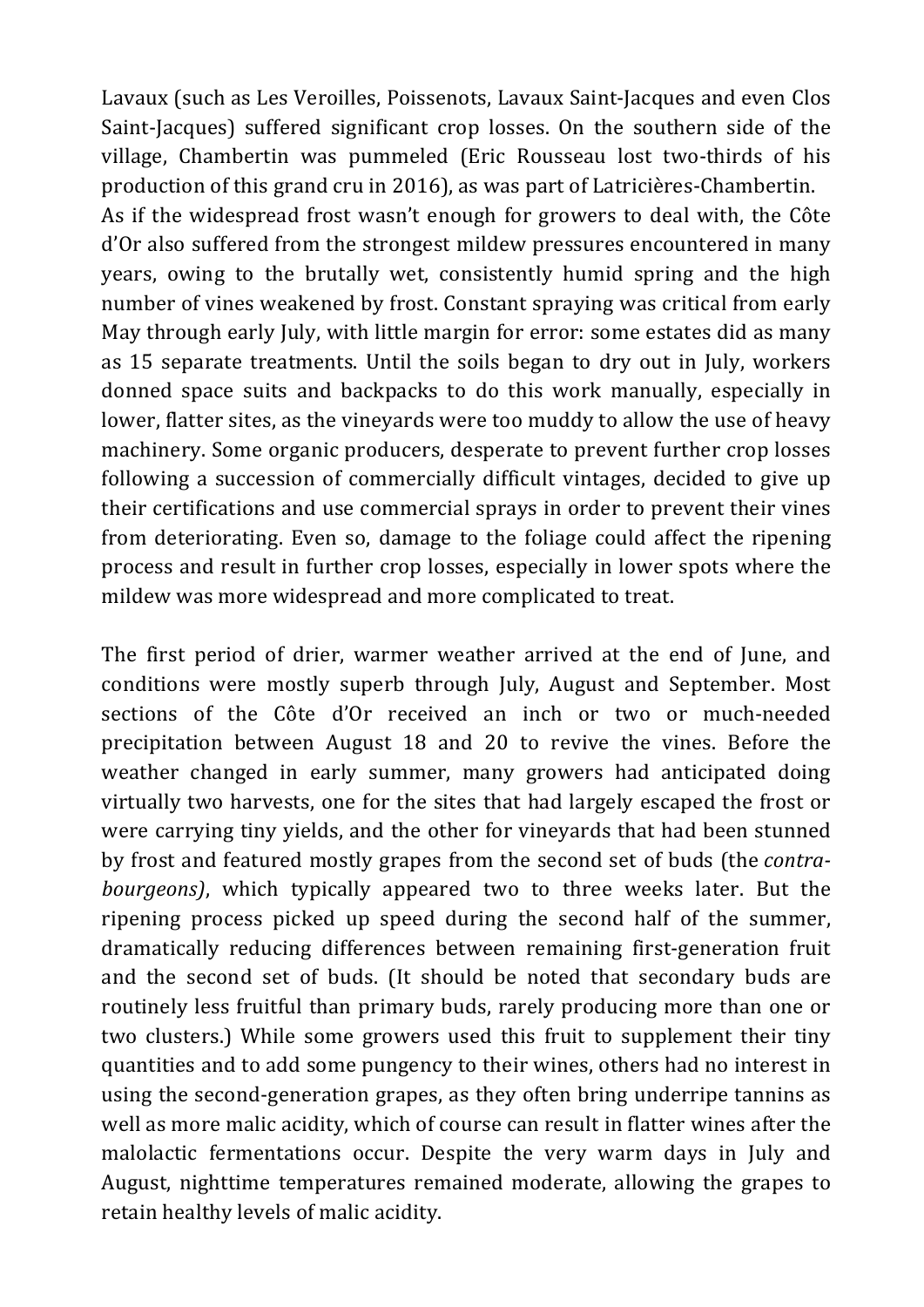Lavaux (such as Les Veroilles, Poissenots, Lavaux Saint-Jacques and even Clos Saint-Jacques) suffered significant crop losses. On the southern side of the village, Chambertin was pummeled (Eric Rousseau lost two-thirds of his production of this grand cru in 2016), as was part of Latricières-Chambertin.
As if the widespread frost wasn't enough for growers to deal with, the Côte d'Or also suffered from the strongest mildew pressures encountered in many years, owing to the brutally wet, consistently humid spring and the high number of vines weakened by frost. Constant spraying was critical from early May through early July, with little margin for error: some estates did as many as 15 separate treatments. Until the soils began to dry out in July, workers donned space suits and backpacks to do this work manually, especially in lower, flatter sites, as the vineyards were too muddy to allow the use of heavy machinery. Some organic producers, desperate to prevent further crop losses following a succession of commercially difficult vintages, decided to give up their certifications and use commercial sprays in order to prevent their vines from deteriorating. Even so, damage to the foliage could affect the ripening process and result in further crop losses, especially in lower spots where the mildew was more widespread and more complicated to treat.

The first period of drier, warmer weather arrived at the end of June, and conditions were mostly superb through July, August and September. Most sections of the Côte d'Or received an inch or two or much-needed precipitation between August 18 and 20 to revive the vines. Before the weather changed in early summer, many growers had anticipated doing virtually two harvests, one for the sites that had largely escaped the frost or were carrying tiny yields, and the other for vineyards that had been stunned by frost and featured mostly grapes from the second set of buds (the *contra-bourgeons)*, which typically appeared two to three weeks later. But the ripening process picked up speed during the second half of the summer, dramatically reducing differences between remaining first-generation fruit and the second set of buds. (It should be noted that secondary buds are routinely less fruitful than primary buds, rarely producing more than one or two clusters.) While some growers used this fruit to supplement their tiny quantities and to add some pungency to their wines, others had no interest in using the second-generation grapes, as they often bring underripe tannins as well as more malic acidity, which of course can result in flatter wines after the malolactic fermentations occur. Despite the very warm days in July and August, nighttime temperatures remained moderate, allowing the grapes to retain healthy levels of malic acidity.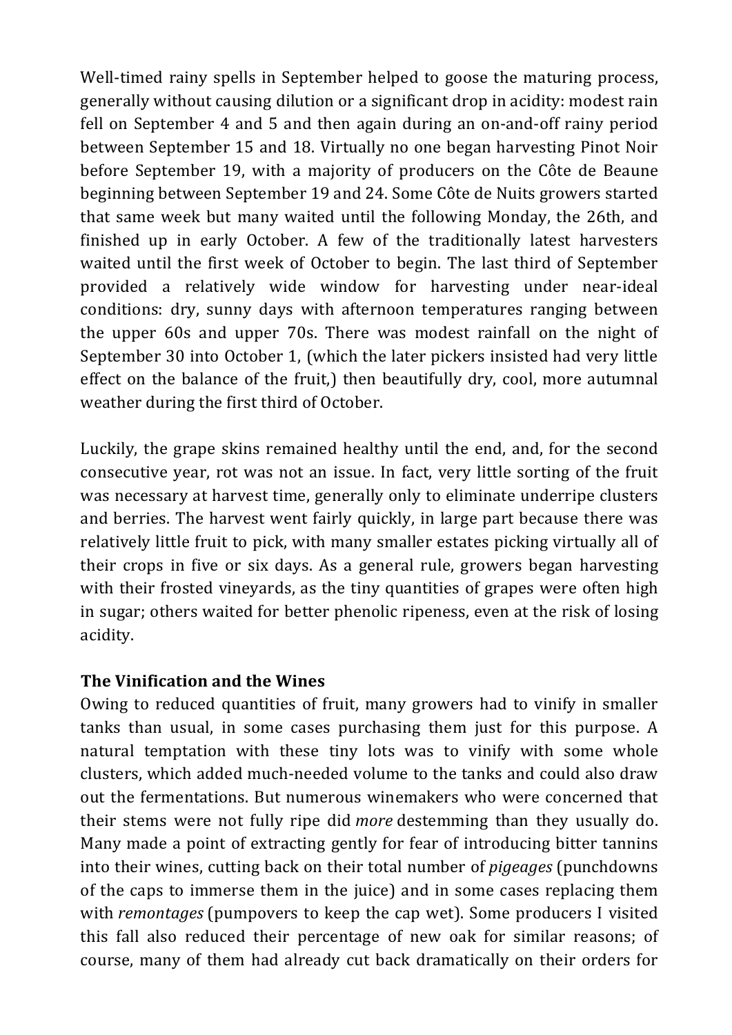Well-timed rainy spells in September helped to goose the maturing process, generally without causing dilution or a significant drop in acidity: modest rain fell on September 4 and 5 and then again during an on-and-off rainy period between September 15 and 18. Virtually no one began harvesting Pinot Noir before September 19, with a majority of producers on the Côte de Beaune beginning between September 19 and 24. Some Côte de Nuits growers started that same week but many waited until the following Monday, the 26th, and finished up in early October. A few of the traditionally latest harvesters waited until the first week of October to begin. The last third of September provided a relatively wide window for harvesting under near-ideal conditions: dry, sunny days with afternoon temperatures ranging between the upper 60s and upper 70s. There was modest rainfall on the night of September 30 into October 1, (which the later pickers insisted had very little effect on the balance of the fruit,) then beautifully dry, cool, more autumnal weather during the first third of October.

Luckily, the grape skins remained healthy until the end, and, for the second consecutive year, rot was not an issue. In fact, very little sorting of the fruit was necessary at harvest time, generally only to eliminate underripe clusters and berries. The harvest went fairly quickly, in large part because there was relatively little fruit to pick, with many smaller estates picking virtually all of their crops in five or six days. As a general rule, growers began harvesting with their frosted vineyards, as the tiny quantities of grapes were often high in sugar; others waited for better phenolic ripeness, even at the risk of losing acidity.

**The Vinification and the Wines**

Owing to reduced quantities of fruit, many growers had to vinify in smaller tanks than usual, in some cases purchasing them just for this purpose. A natural temptation with these tiny lots was to vinify with some whole clusters, which added much-needed volume to the tanks and could also draw out the fermentations. But numerous winemakers who were concerned that their stems were not fully ripe did *more* destemming than they usually do. Many made a point of extracting gently for fear of introducing bitter tannins into their wines, cutting back on their total number of *pigeages* (punchdowns of the caps to immerse them in the juice) and in some cases replacing them with *remontages* (pumpovers to keep the cap wet). Some producers I visited this fall also reduced their percentage of new oak for similar reasons; of course, many of them had already cut back dramatically on their orders for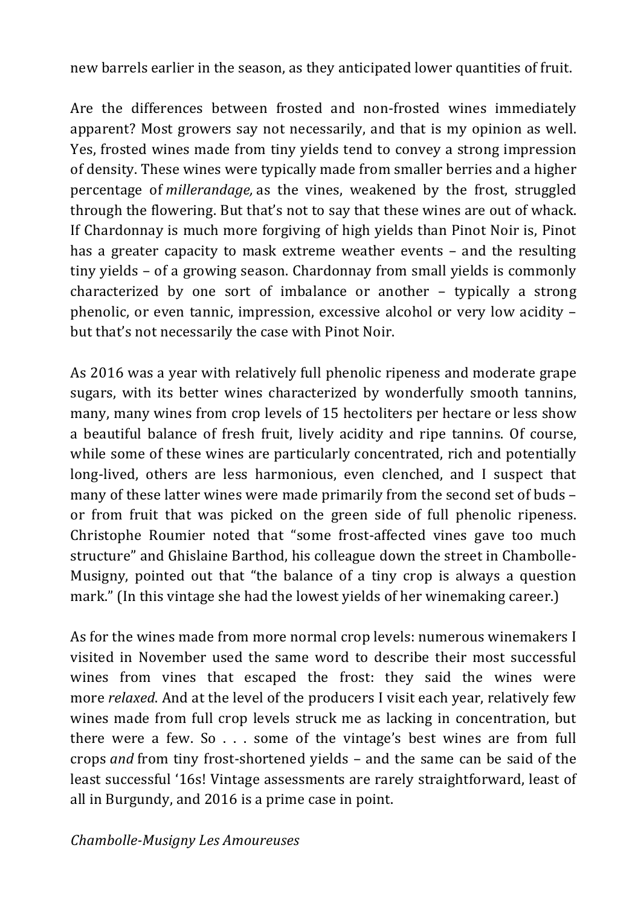new barrels earlier in the season, as they anticipated lower quantities of fruit.

Are the differences between frosted and non-frosted wines immediately apparent? Most growers say not necessarily, and that is my opinion as well. Yes, frosted wines made from tiny yields tend to convey a strong impression of density. These wines were typically made from smaller berries and a higher percentage of *millerandage,* as the vines, weakened by the frost, struggled through the flowering. But that's not to say that these wines are out of whack. If Chardonnay is much more forgiving of high yields than Pinot Noir is, Pinot has a greater capacity to mask extreme weather events – and the resulting tiny yields – of a growing season. Chardonnay from small yields is commonly characterized by one sort of imbalance or another – typically a strong phenolic, or even tannic, impression, excessive alcohol or very low acidity – but that's not necessarily the case with Pinot Noir.

As 2016 was a year with relatively full phenolic ripeness and moderate grape sugars, with its better wines characterized by wonderfully smooth tannins, many, many wines from crop levels of 15 hectoliters per hectare or less show a beautiful balance of fresh fruit, lively acidity and ripe tannins. Of course, while some of these wines are particularly concentrated, rich and potentially long-lived, others are less harmonious, even clenched, and I suspect that many of these latter wines were made primarily from the second set of buds – or from fruit that was picked on the green side of full phenolic ripeness. Christophe Roumier noted that "some frost-affected vines gave too much structure" and Ghislaine Barthod, his colleague down the street in Chambolle-Musigny, pointed out that "the balance of a tiny crop is always a question mark." (In this vintage she had the lowest yields of her winemaking career.)

As for the wines made from more normal crop levels: numerous winemakers I visited in November used the same word to describe their most successful wines from vines that escaped the frost: they said the wines were more *relaxed*. And at the level of the producers I visit each year, relatively few wines made from full crop levels struck me as lacking in concentration, but there were a few. So . . . some of the vintage's best wines are from full crops *and* from tiny frost-shortened yields – and the same can be said of the least successful '16s! Vintage assessments are rarely straightforward, least of all in Burgundy, and 2016 is a prime case in point.

*Chambolle-Musigny Les Amoureuses*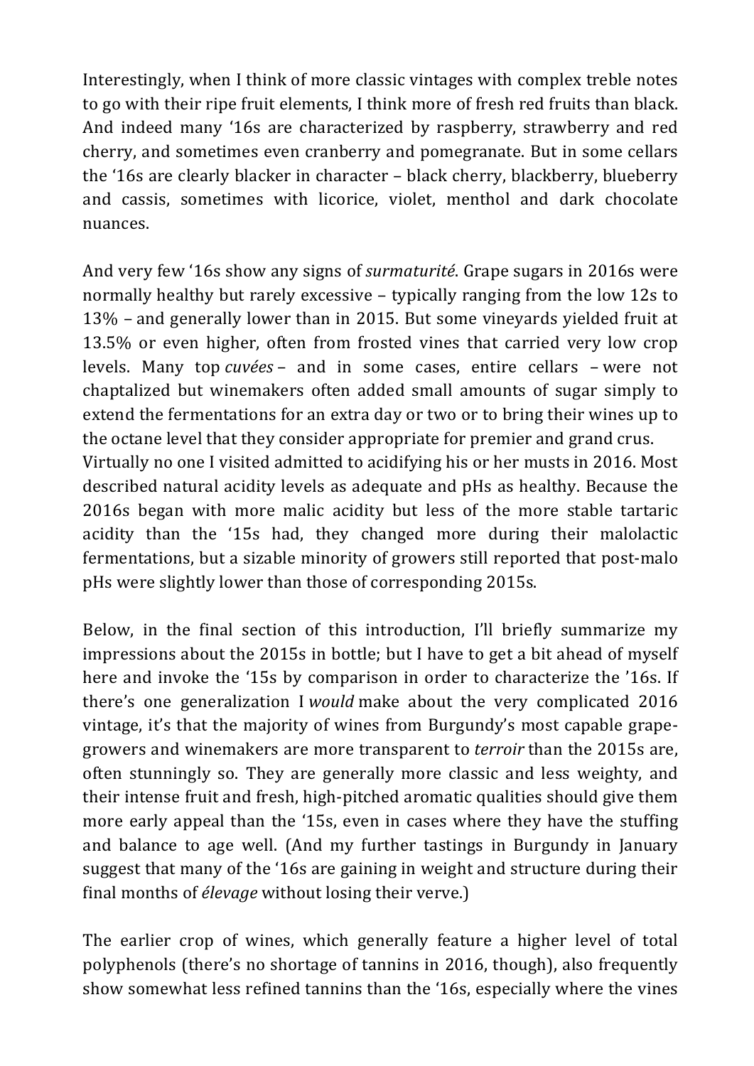Interestingly, when I think of more classic vintages with complex treble notes to go with their ripe fruit elements, I think more of fresh red fruits than black. And indeed many '16s are characterized by raspberry, strawberry and red cherry, and sometimes even cranberry and pomegranate. But in some cellars the '16s are clearly blacker in character – black cherry, blackberry, blueberry and cassis, sometimes with licorice, violet, menthol and dark chocolate nuances.

And very few '16s show any signs of *surmaturité*. Grape sugars in 2016s were normally healthy but rarely excessive – typically ranging from the low 12s to 13% – and generally lower than in 2015. But some vineyards yielded fruit at 13.5% or even higher, often from frosted vines that carried very low crop levels. Many top *cuvées* – and in some cases, entire cellars – were not chaptalized but winemakers often added small amounts of sugar simply to extend the fermentations for an extra day or two or to bring their wines up to the octane level that they consider appropriate for premier and grand crus.
Virtually no one I visited admitted to acidifying his or her musts in 2016. Most described natural acidity levels as adequate and pHs as healthy. Because the 2016s began with more malic acidity but less of the more stable tartaric acidity than the '15s had, they changed more during their malolactic fermentations, but a sizable minority of growers still reported that post-malo pHs were slightly lower than those of corresponding 2015s.

Below, in the final section of this introduction, I'll briefly summarize my impressions about the 2015s in bottle; but I have to get a bit ahead of myself here and invoke the '15s by comparison in order to characterize the '16s. If there's one generalization I *would* make about the very complicated 2016 vintage, it's that the majority of wines from Burgundy's most capable grape-growers and winemakers are more transparent to *terroir* than the 2015s are, often stunningly so. They are generally more classic and less weighty, and their intense fruit and fresh, high-pitched aromatic qualities should give them more early appeal than the '15s, even in cases where they have the stuffing and balance to age well. (And my further tastings in Burgundy in January suggest that many of the '16s are gaining in weight and structure during their final months of *élevage* without losing their verve.)

The earlier crop of wines, which generally feature a higher level of total polyphenols (there's no shortage of tannins in 2016, though), also frequently show somewhat less refined tannins than the '16s, especially where the vines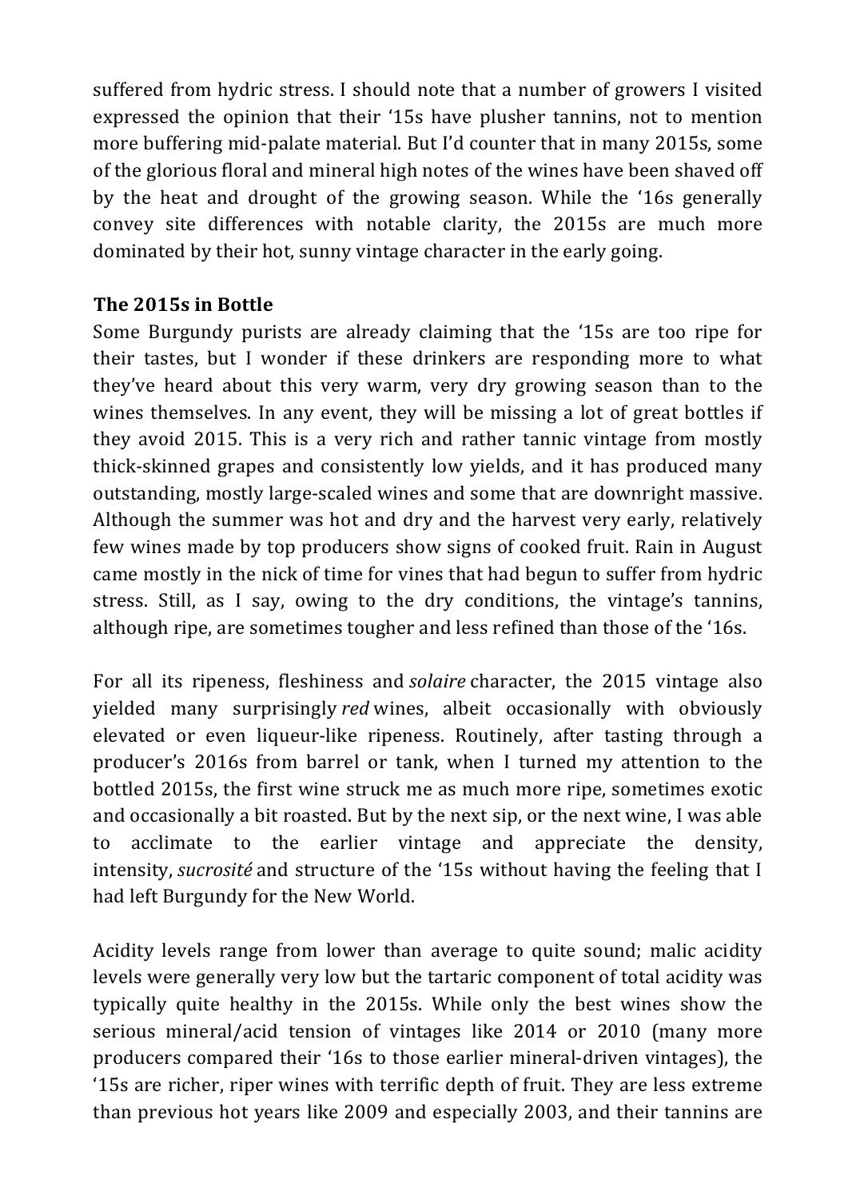suffered from hydric stress. I should note that a number of growers I visited expressed the opinion that their '15s have plusher tannins, not to mention more buffering mid-palate material. But I'd counter that in many 2015s, some of the glorious floral and mineral high notes of the wines have been shaved off by the heat and drought of the growing season. While the '16s generally convey site differences with notable clarity, the 2015s are much more dominated by their hot, sunny vintage character in the early going.

**The 2015s in Bottle**

Some Burgundy purists are already claiming that the '15s are too ripe for their tastes, but I wonder if these drinkers are responding more to what they've heard about this very warm, very dry growing season than to the wines themselves. In any event, they will be missing a lot of great bottles if they avoid 2015. This is a very rich and rather tannic vintage from mostly thick-skinned grapes and consistently low yields, and it has produced many outstanding, mostly large-scaled wines and some that are downright massive. Although the summer was hot and dry and the harvest very early, relatively few wines made by top producers show signs of cooked fruit. Rain in August came mostly in the nick of time for vines that had begun to suffer from hydric stress. Still, as I say, owing to the dry conditions, the vintage's tannins, although ripe, are sometimes tougher and less refined than those of the '16s.

For all its ripeness, fleshiness and *solaire* character, the 2015 vintage also yielded many surprisingly *red* wines, albeit occasionally with obviously elevated or even liqueur-like ripeness. Routinely, after tasting through a producer's 2016s from barrel or tank, when I turned my attention to the bottled 2015s, the first wine struck me as much more ripe, sometimes exotic and occasionally a bit roasted. But by the next sip, or the next wine, I was able to acclimate to the earlier vintage and appreciate the density, intensity, *sucrosité* and structure of the '15s without having the feeling that I had left Burgundy for the New World.

Acidity levels range from lower than average to quite sound; malic acidity levels were generally very low but the tartaric component of total acidity was typically quite healthy in the 2015s. While only the best wines show the serious mineral/acid tension of vintages like 2014 or 2010 (many more producers compared their '16s to those earlier mineral-driven vintages), the '15s are richer, riper wines with terrific depth of fruit. They are less extreme than previous hot years like 2009 and especially 2003, and their tannins are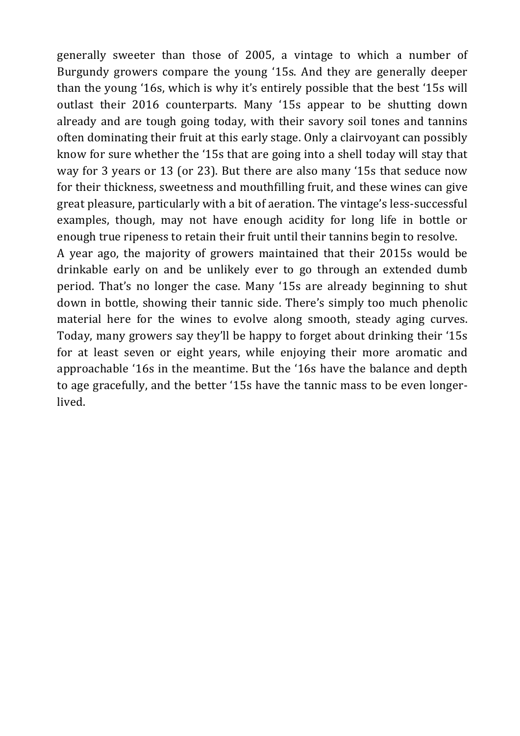generally sweeter than those of 2005, a vintage to which a number of Burgundy growers compare the young '15s. And they are generally deeper than the young '16s, which is why it's entirely possible that the best '15s will outlast their 2016 counterparts. Many '15s appear to be shutting down already and are tough going today, with their savory soil tones and tannins often dominating their fruit at this early stage. Only a clairvoyant can possibly know for sure whether the '15s that are going into a shell today will stay that way for 3 years or 13 (or 23). But there are also many '15s that seduce now for their thickness, sweetness and mouthfilling fruit, and these wines can give great pleasure, particularly with a bit of aeration. The vintage's less-successful examples, though, may not have enough acidity for long life in bottle or enough true ripeness to retain their fruit until their tannins begin to resolve.

A year ago, the majority of growers maintained that their 2015s would be drinkable early on and be unlikely ever to go through an extended dumb period. That's no longer the case. Many '15s are already beginning to shut down in bottle, showing their tannic side. There's simply too much phenolic material here for the wines to evolve along smooth, steady aging curves. Today, many growers say they'll be happy to forget about drinking their '15s for at least seven or eight years, while enjoying their more aromatic and approachable '16s in the meantime. But the '16s have the balance and depth to age gracefully, and the better '15s have the tannic mass to be even longer-lived.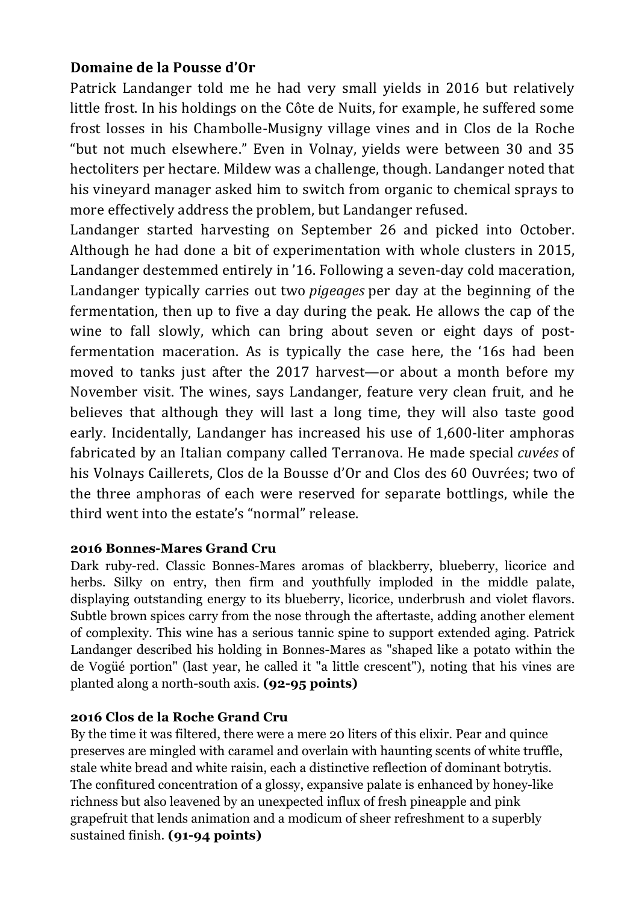## Domaine de la Pousse d'Or

Patrick Landanger told me he had very small yields in 2016 but relatively little frost. In his holdings on the Côte de Nuits, for example, he suffered some frost losses in his Chambolle-Musigny village vines and in Clos de la Roche "but not much elsewhere." Even in Volnay, yields were between 30 and 35 hectoliters per hectare. Mildew was a challenge, though. Landanger noted that his vineyard manager asked him to switch from organic to chemical sprays to more effectively address the problem, but Landanger refused.

Landanger started harvesting on September 26 and picked into October. Although he had done a bit of experimentation with whole clusters in 2015, Landanger destemmed entirely in '16. Following a seven-day cold maceration, Landanger typically carries out two *pigeages* per day at the beginning of the fermentation, then up to five a day during the peak. He allows the cap of the wine to fall slowly, which can bring about seven or eight days of post-fermentation maceration. As is typically the case here, the '16s had been moved to tanks just after the 2017 harvest—or about a month before my November visit. The wines, says Landanger, feature very clean fruit, and he believes that although they will last a long time, they will also taste good early. Incidentally, Landanger has increased his use of 1,600-liter amphoras fabricated by an Italian company called Terranova. He made special *cuvées* of his Volnays Caillerets, Clos de la Bousse d'Or and Clos des 60 Ouvrées; two of the three amphoras of each were reserved for separate bottlings, while the third went into the estate's "normal" release.

### 2016 Bonnes-Mares Grand Cru

Dark ruby-red. Classic Bonnes-Mares aromas of blackberry, blueberry, licorice and herbs. Silky on entry, then firm and youthfully imploded in the middle palate, displaying outstanding energy to its blueberry, licorice, underbrush and violet flavors. Subtle brown spices carry from the nose through the aftertaste, adding another element of complexity. This wine has a serious tannic spine to support extended aging. Patrick Landanger described his holding in Bonnes-Mares as "shaped like a potato within the de Vogüé portion" (last year, he called it "a little crescent"), noting that his vines are planted along a north-south axis. **(92-95 points)**

### 2016 Clos de la Roche Grand Cru

By the time it was filtered, there were a mere 20 liters of this elixir. Pear and quince preserves are mingled with caramel and overlain with haunting scents of white truffle, stale white bread and white raisin, each a distinctive reflection of dominant botrytis. The confitured concentration of a glossy, expansive palate is enhanced by honey-like richness but also leavened by an unexpected influx of fresh pineapple and pink grapefruit that lends animation and a modicum of sheer refreshment to a superbly sustained finish. **(91-94 points)**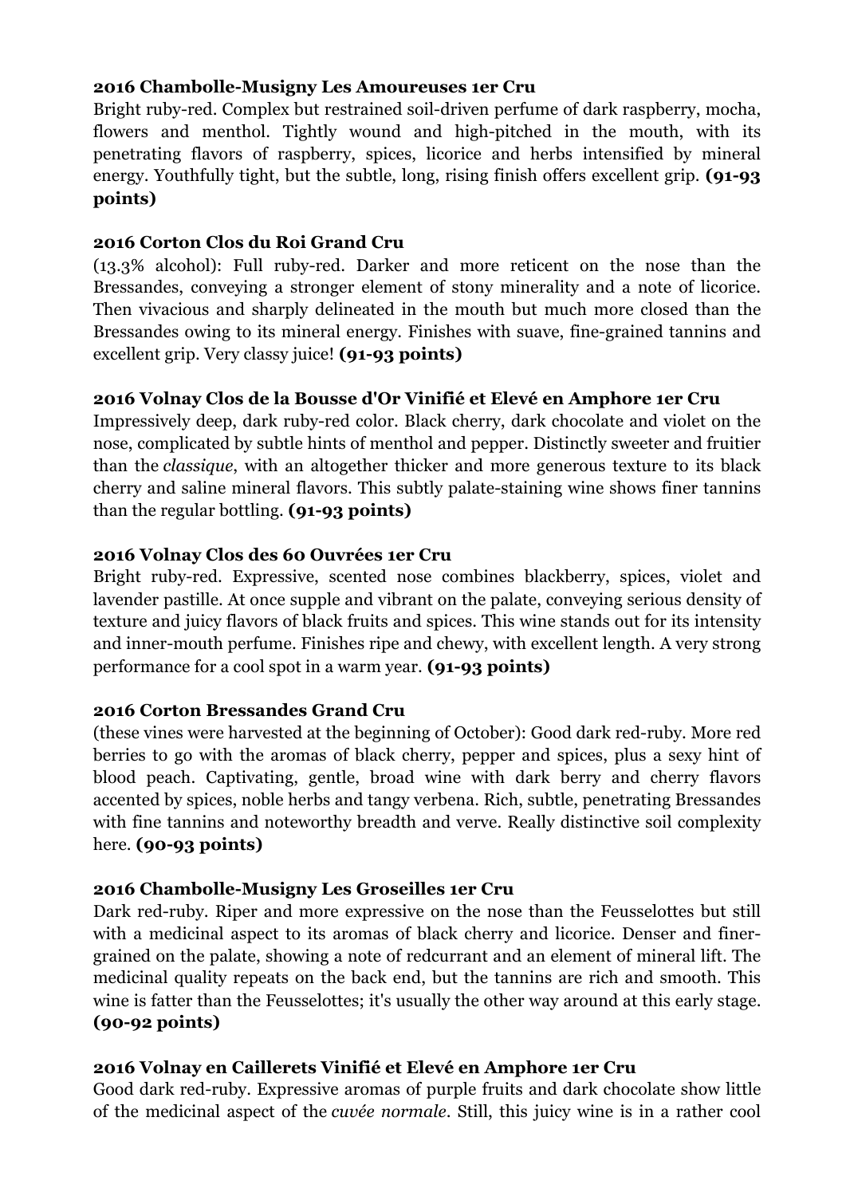**2016 Chambolle-Musigny Les Amoureuses 1er Cru**
Bright ruby-red. Complex but restrained soil-driven perfume of dark raspberry, mocha, flowers and menthol. Tightly wound and high-pitched in the mouth, with its penetrating flavors of raspberry, spices, licorice and herbs intensified by mineral energy. Youthfully tight, but the subtle, long, rising finish offers excellent grip. **(91-93 points)**

**2016 Corton Clos du Roi Grand Cru**
(13.3% alcohol): Full ruby-red. Darker and more reticent on the nose than the Bressandes, conveying a stronger element of stony minerality and a note of licorice. Then vivacious and sharply delineated in the mouth but much more closed than the Bressandes owing to its mineral energy. Finishes with suave, fine-grained tannins and excellent grip. Very classy juice! **(91-93 points)**

**2016 Volnay Clos de la Bousse d'Or Vinifié et Elevé en Amphore 1er Cru**
Impressively deep, dark ruby-red color. Black cherry, dark chocolate and violet on the nose, complicated by subtle hints of menthol and pepper. Distinctly sweeter and fruitier than the *classique*, with an altogether thicker and more generous texture to its black cherry and saline mineral flavors. This subtly palate-staining wine shows finer tannins than the regular bottling. **(91-93 points)**

**2016 Volnay Clos des 60 Ouvrées 1er Cru**
Bright ruby-red. Expressive, scented nose combines blackberry, spices, violet and lavender pastille. At once supple and vibrant on the palate, conveying serious density of texture and juicy flavors of black fruits and spices. This wine stands out for its intensity and inner-mouth perfume. Finishes ripe and chewy, with excellent length. A very strong performance for a cool spot in a warm year. **(91-93 points)**

**2016 Corton Bressandes Grand Cru**
(these vines were harvested at the beginning of October): Good dark red-ruby. More red berries to go with the aromas of black cherry, pepper and spices, plus a sexy hint of blood peach. Captivating, gentle, broad wine with dark berry and cherry flavors accented by spices, noble herbs and tangy verbena. Rich, subtle, penetrating Bressandes with fine tannins and noteworthy breadth and verve. Really distinctive soil complexity here. **(90-93 points)**

**2016 Chambolle-Musigny Les Groseilles 1er Cru**
Dark red-ruby. Riper and more expressive on the nose than the Feusselottes but still with a medicinal aspect to its aromas of black cherry and licorice. Denser and finer-grained on the palate, showing a note of redcurrant and an element of mineral lift. The medicinal quality repeats on the back end, but the tannins are rich and smooth. This wine is fatter than the Feusselottes; it's usually the other way around at this early stage. **(90-92 points)**

**2016 Volnay en Caillerets Vinifié et Elevé en Amphore 1er Cru**
Good dark red-ruby. Expressive aromas of purple fruits and dark chocolate show little of the medicinal aspect of the *cuvée normale*. Still, this juicy wine is in a rather cool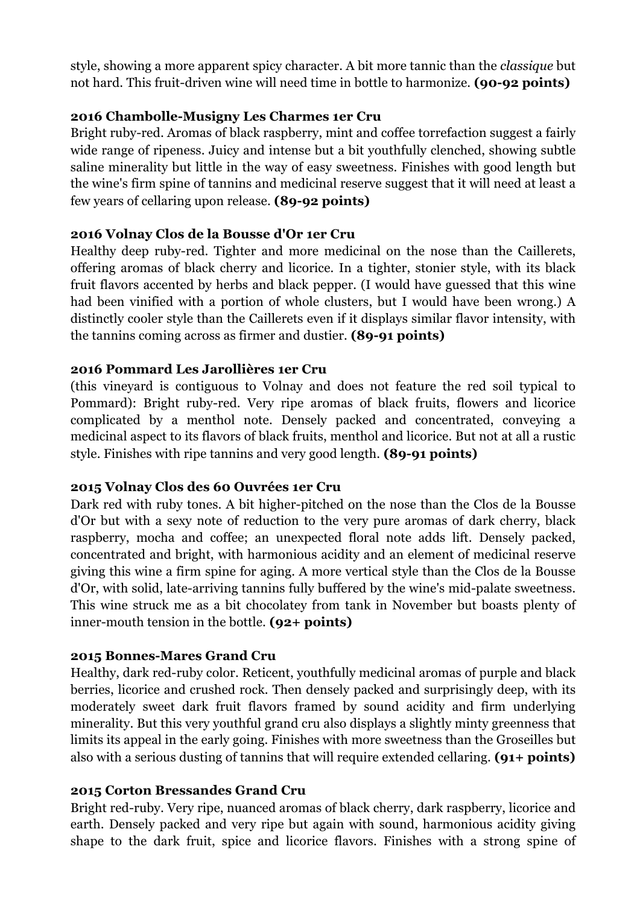style, showing a more apparent spicy character. A bit more tannic than the *classique* but not hard. This fruit-driven wine will need time in bottle to harmonize. **(90-92 points)**

### 2016 Chambolle-Musigny Les Charmes 1er Cru

Bright ruby-red. Aromas of black raspberry, mint and coffee torrefaction suggest a fairly wide range of ripeness. Juicy and intense but a bit youthfully clenched, showing subtle saline minerality but little in the way of easy sweetness. Finishes with good length but the wine's firm spine of tannins and medicinal reserve suggest that it will need at least a few years of cellaring upon release. **(89-92 points)**

### 2016 Volnay Clos de la Bousse d'Or 1er Cru

Healthy deep ruby-red. Tighter and more medicinal on the nose than the Caillerets, offering aromas of black cherry and licorice. In a tighter, stonier style, with its black fruit flavors accented by herbs and black pepper. (I would have guessed that this wine had been vinified with a portion of whole clusters, but I would have been wrong.) A distinctly cooler style than the Caillerets even if it displays similar flavor intensity, with the tannins coming across as firmer and dustier. **(89-91 points)**

### 2016 Pommard Les Jarollières 1er Cru

(this vineyard is contiguous to Volnay and does not feature the red soil typical to Pommard): Bright ruby-red. Very ripe aromas of black fruits, flowers and licorice complicated by a menthol note. Densely packed and concentrated, conveying a medicinal aspect to its flavors of black fruits, menthol and licorice. But not at all a rustic style. Finishes with ripe tannins and very good length. **(89-91 points)**

### 2015 Volnay Clos des 60 Ouvrées 1er Cru

Dark red with ruby tones. A bit higher-pitched on the nose than the Clos de la Bousse d'Or but with a sexy note of reduction to the very pure aromas of dark cherry, black raspberry, mocha and coffee; an unexpected floral note adds lift. Densely packed, concentrated and bright, with harmonious acidity and an element of medicinal reserve giving this wine a firm spine for aging. A more vertical style than the Clos de la Bousse d'Or, with solid, late-arriving tannins fully buffered by the wine's mid-palate sweetness. This wine struck me as a bit chocolatey from tank in November but boasts plenty of inner-mouth tension in the bottle. **(92+ points)**

### 2015 Bonnes-Mares Grand Cru

Healthy, dark red-ruby color. Reticent, youthfully medicinal aromas of purple and black berries, licorice and crushed rock. Then densely packed and surprisingly deep, with its moderately sweet dark fruit flavors framed by sound acidity and firm underlying minerality. But this very youthful grand cru also displays a slightly minty greenness that limits its appeal in the early going. Finishes with more sweetness than the Groseilles but also with a serious dusting of tannins that will require extended cellaring. **(91+ points)**

### 2015 Corton Bressandes Grand Cru

Bright red-ruby. Very ripe, nuanced aromas of black cherry, dark raspberry, licorice and earth. Densely packed and very ripe but again with sound, harmonious acidity giving shape to the dark fruit, spice and licorice flavors. Finishes with a strong spine of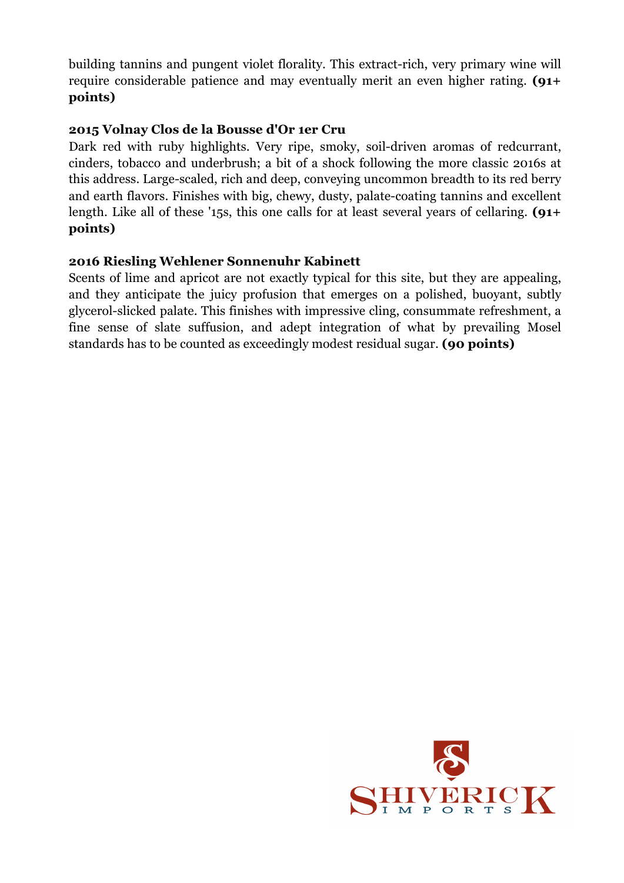building tannins and pungent violet florality. This extract-rich, very primary wine will require considerable patience and may eventually merit an even higher rating. **(91+ points)**

### 2015 Volnay Clos de la Bousse d'Or 1er Cru

Dark red with ruby highlights. Very ripe, smoky, soil-driven aromas of redcurrant, cinders, tobacco and underbrush; a bit of a shock following the more classic 2016s at this address. Large-scaled, rich and deep, conveying uncommon breadth to its red berry and earth flavors. Finishes with big, chewy, dusty, palate-coating tannins and excellent length. Like all of these '15s, this one calls for at least several years of cellaring. **(91+ points)**

### 2016 Riesling Wehlener Sonnenuhr Kabinett

Scents of lime and apricot are not exactly typical for this site, but they are appealing, and they anticipate the juicy profusion that emerges on a polished, buoyant, subtly glycerol-slicked palate. This finishes with impressive cling, consummate refreshment, a fine sense of slate suffusion, and adept integration of what by prevailing Mosel standards has to be counted as exceedingly modest residual sugar. **(90 points)**

SHIVERICK IMPORTS